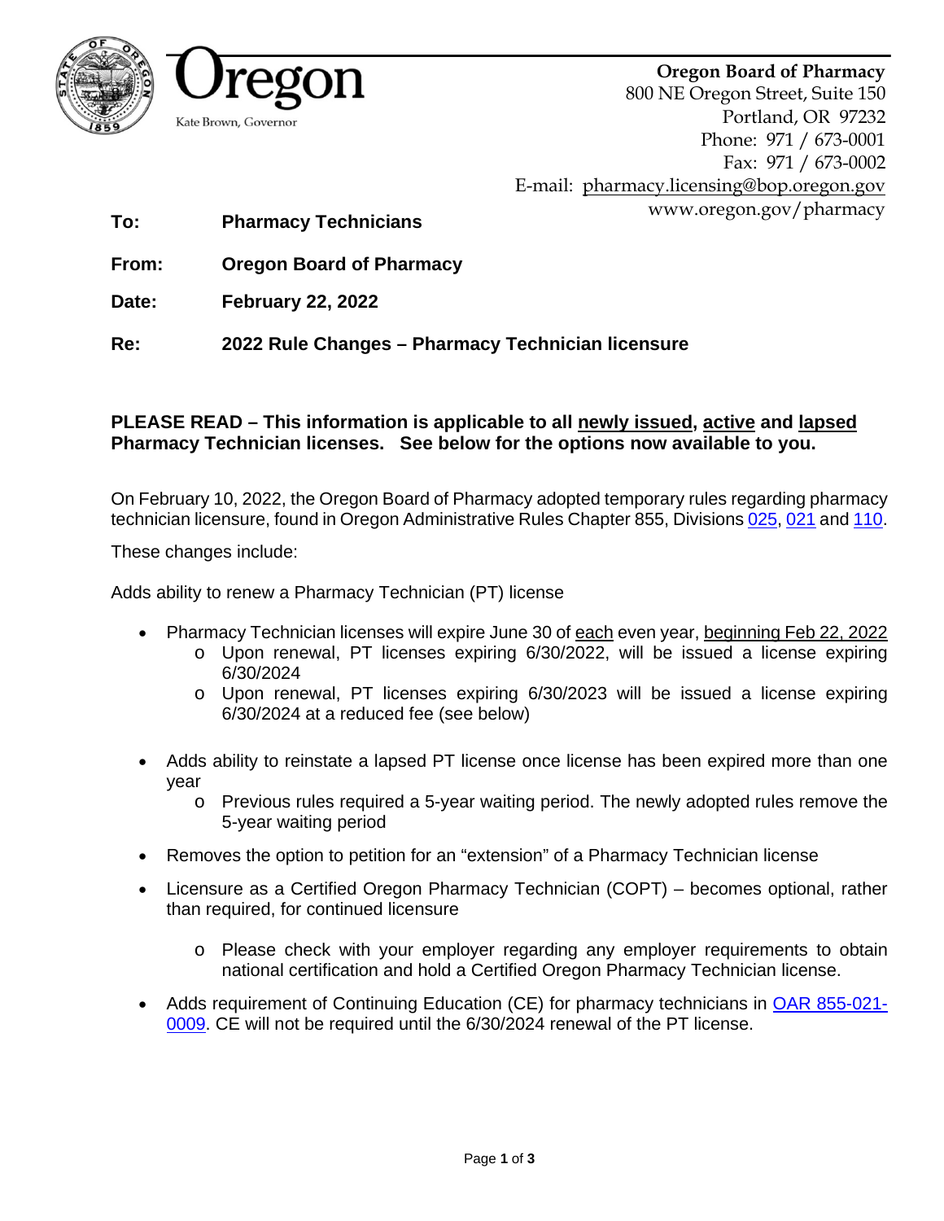Oregon

Kate Brown, Governor

**Oregon Board of Pharmacy**
800 NE Oregon Street, Suite 150
Portland, OR 97232
Phone: 971 / 673-0001
Fax: 971 / 673-0002
E-mail: pharmacy.licensing@bop.oregon.gov
www.oregon.gov/pharmacy

**To:** **Pharmacy Technicians**

**From:** **Oregon Board of Pharmacy**

**Date:** **February 22, 2022**

**Re:** **2022 Rule Changes – Pharmacy Technician licensure**

**PLEASE READ – This information is applicable to all newly issued, active and lapsed Pharmacy Technician licenses. See below for the options now available to you.**

On February 10, 2022, the Oregon Board of Pharmacy adopted temporary rules regarding pharmacy technician licensure, found in Oregon Administrative Rules Chapter 855, Divisions 025, 021 and 110.

These changes include:

Adds ability to renew a Pharmacy Technician (PT) license

- Pharmacy Technician licenses will expire June 30 of each even year, beginning Feb 22, 2022
  - Upon renewal, PT licenses expiring 6/30/2022, will be issued a license expiring 6/30/2024
  - Upon renewal, PT licenses expiring 6/30/2023 will be issued a license expiring 6/30/2024 at a reduced fee (see below)
- Adds ability to reinstate a lapsed PT license once license has been expired more than one year
  - Previous rules required a 5-year waiting period. The newly adopted rules remove the 5-year waiting period
- Removes the option to petition for an "extension" of a Pharmacy Technician license
- Licensure as a Certified Oregon Pharmacy Technician (COPT) – becomes optional, rather than required, for continued licensure
  - Please check with your employer regarding any employer requirements to obtain national certification and hold a Certified Oregon Pharmacy Technician license.
- Adds requirement of Continuing Education (CE) for pharmacy technicians in OAR 855-021-0009. CE will not be required until the 6/30/2024 renewal of the PT license.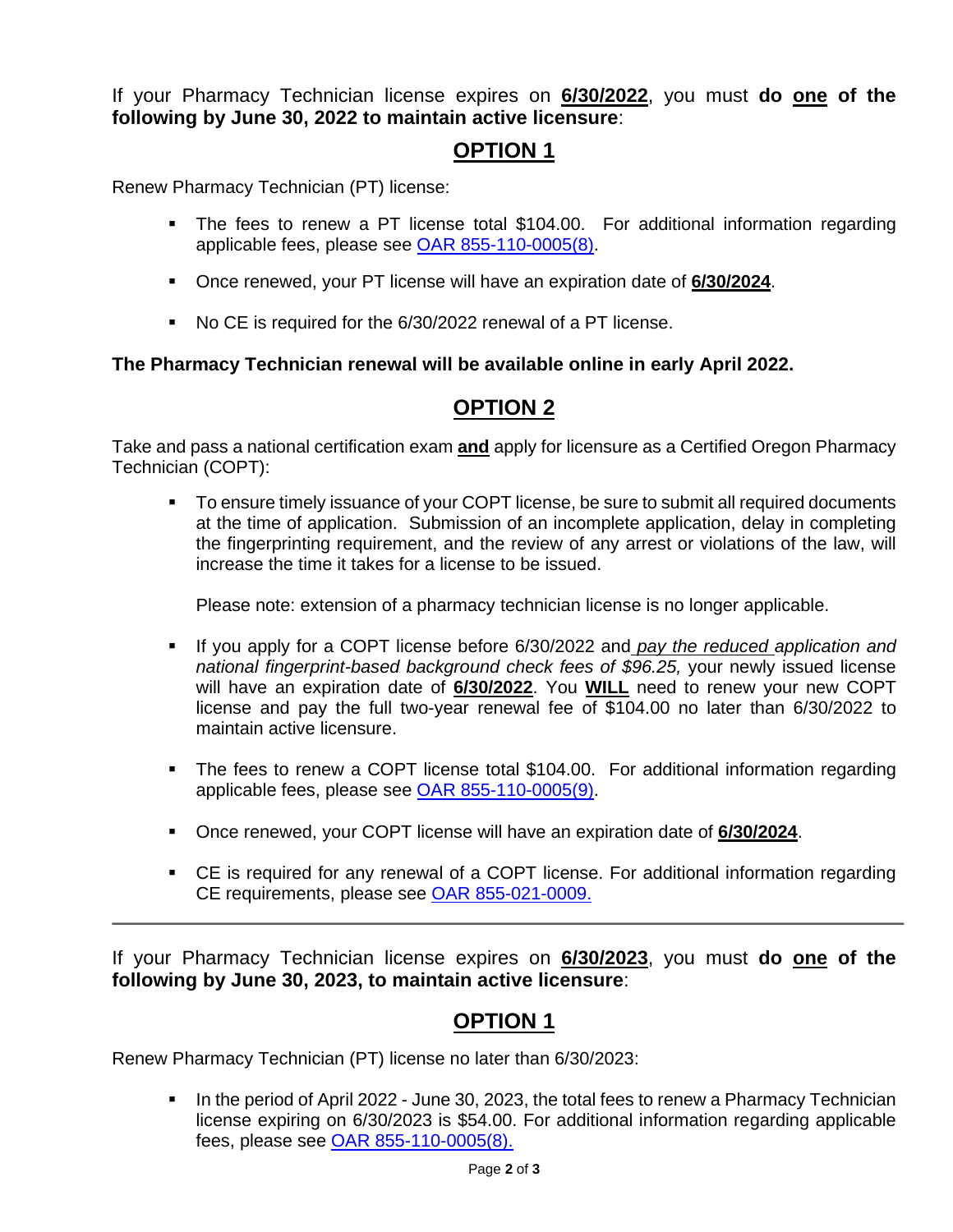If your Pharmacy Technician license expires on **6/30/2022**, you must **do one of the following by June 30, 2022 to maintain active licensure**:

## OPTION 1

Renew Pharmacy Technician (PT) license:

- The fees to renew a PT license total $104.00. For additional information regarding applicable fees, please see [OAR 855-110-0005(8)](#).
- Once renewed, your PT license will have an expiration date of **6/30/2024**.
- No CE is required for the 6/30/2022 renewal of a PT license.

**The Pharmacy Technician renewal will be available online in early April 2022.**

## OPTION 2

Take and pass a national certification exam **and** apply for licensure as a Certified Oregon Pharmacy Technician (COPT):

- To ensure timely issuance of your COPT license, be sure to submit all required documents at the time of application. Submission of an incomplete application, delay in completing the fingerprinting requirement, and the review of any arrest or violations of the law, will increase the time it takes for a license to be issued.

  Please note: extension of a pharmacy technician license is no longer applicable.

- If you apply for a COPT license before 6/30/2022 and *pay the reduced application and national fingerprint-based background check fees of $96.25,* your newly issued license will have an expiration date of **6/30/2022**. You **WILL** need to renew your new COPT license and pay the full two-year renewal fee of $104.00 no later than 6/30/2022 to maintain active licensure.
- The fees to renew a COPT license total $104.00. For additional information regarding applicable fees, please see [OAR 855-110-0005(9)](#).
- Once renewed, your COPT license will have an expiration date of **6/30/2024**.
- CE is required for any renewal of a COPT license. For additional information regarding CE requirements, please see [OAR 855-021-0009.](#)

---

If your Pharmacy Technician license expires on **6/30/2023**, you must **do one of the following by June 30, 2023, to maintain active licensure**:

## OPTION 1

Renew Pharmacy Technician (PT) license no later than 6/30/2023:

- In the period of April 2022 - June 30, 2023, the total fees to renew a Pharmacy Technician license expiring on 6/30/2023 is $54.00. For additional information regarding applicable fees, please see [OAR 855-110-0005(8).](#)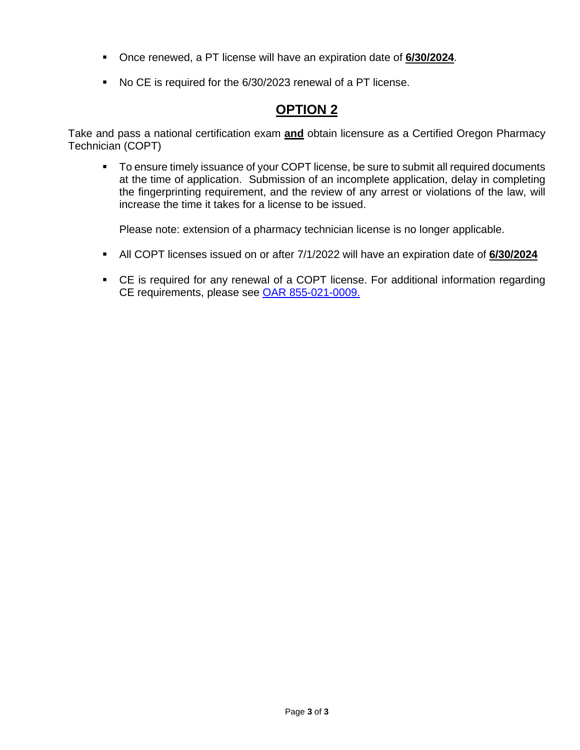- Once renewed, a PT license will have an expiration date of **6/30/2024**.
- No CE is required for the 6/30/2023 renewal of a PT license.

## OPTION 2

Take and pass a national certification exam **and** obtain licensure as a Certified Oregon Pharmacy Technician (COPT)

- To ensure timely issuance of your COPT license, be sure to submit all required documents at the time of application. Submission of an incomplete application, delay in completing the fingerprinting requirement, and the review of any arrest or violations of the law, will increase the time it takes for a license to be issued.

  Please note: extension of a pharmacy technician license is no longer applicable.

- All COPT licenses issued on or after 7/1/2022 will have an expiration date of **6/30/2024**
- CE is required for any renewal of a COPT license. For additional information regarding CE requirements, please see OAR 855-021-0009.